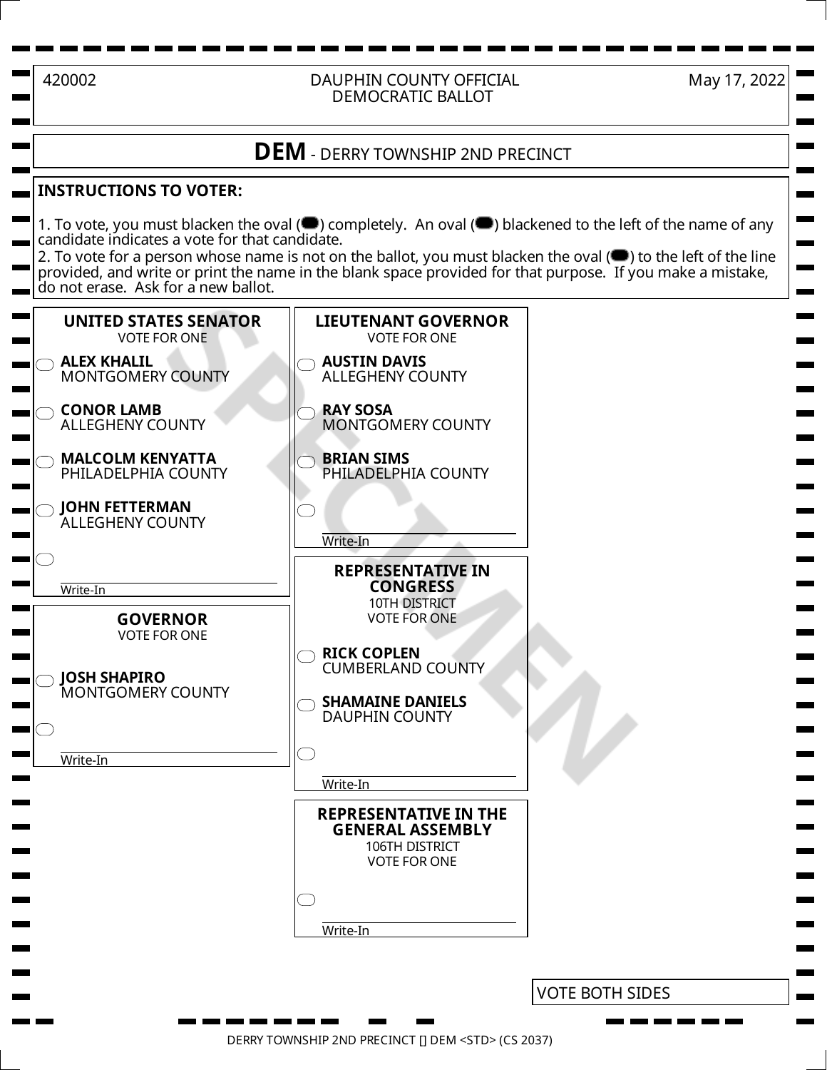420002

DAUPHIN COUNTY OFFICIAL
DEMOCRATIC BALLOT

May 17, 2022

# DEM - DERRY TOWNSHIP 2ND PRECINCT

**INSTRUCTIONS TO VOTER:**

1. To vote, you must blacken the oval (⬬) completely. An oval (⬬) blackened to the left of the name of any candidate indicates a vote for that candidate.
2. To vote for a person whose name is not on the ballot, you must blacken the oval (⬬) to the left of the line provided, and write or print the name in the blank space provided for that purpose. If you make a mistake, do not erase. Ask for a new ballot.

## UNITED STATES SENATOR
VOTE FOR ONE

- ⬭ **ALEX KHALIL** MONTGOMERY COUNTY
- ⬭ **CONOR LAMB** ALLEGHENY COUNTY
- ⬭ **MALCOLM KENYATTA** PHILADELPHIA COUNTY
- ⬭ **JOHN FETTERMAN** ALLEGHENY COUNTY
- ⬭ ________ Write-In

## GOVERNOR
VOTE FOR ONE

- ⬭ **JOSH SHAPIRO** MONTGOMERY COUNTY
- ⬭ ________ Write-In

## LIEUTENANT GOVERNOR
VOTE FOR ONE

- ⬭ **AUSTIN DAVIS** ALLEGHENY COUNTY
- ⬭ **RAY SOSA** MONTGOMERY COUNTY
- ⬭ **BRIAN SIMS** PHILADELPHIA COUNTY
- ⬭ ________ Write-In

## REPRESENTATIVE IN CONGRESS
10TH DISTRICT
VOTE FOR ONE

- ⬭ **RICK COPLEN** CUMBERLAND COUNTY
- ⬭ **SHAMAINE DANIELS** DAUPHIN COUNTY
- ⬭ ________ Write-In

## REPRESENTATIVE IN THE GENERAL ASSEMBLY
106TH DISTRICT
VOTE FOR ONE

- ⬭ ________ Write-In

VOTE BOTH SIDES

DERRY TOWNSHIP 2ND PRECINCT [] DEM <STD> (CS 2037)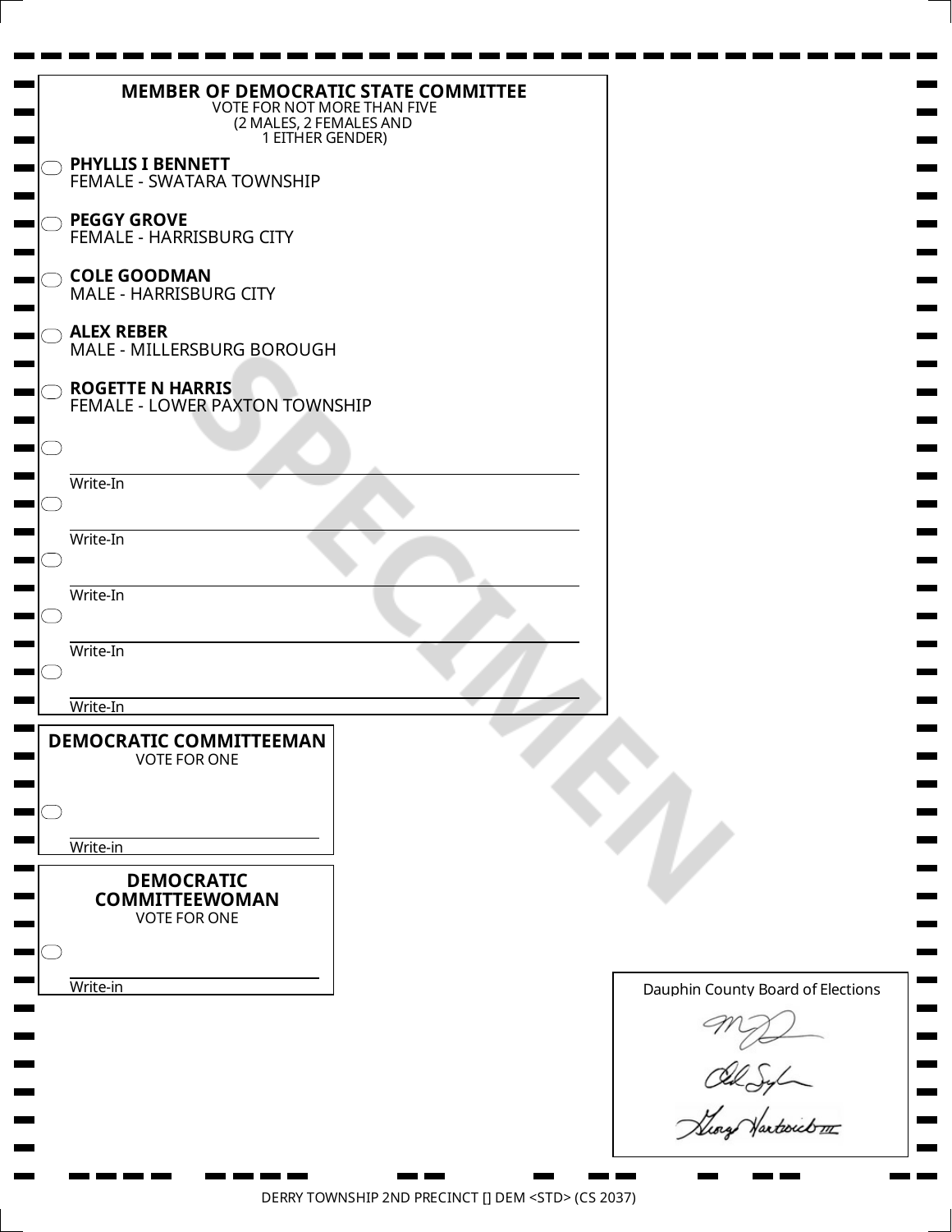## MEMBER OF DEMOCRATIC STATE COMMITTEE

VOTE FOR NOT MORE THAN FIVE
(2 MALES, 2 FEMALES AND
1 EITHER GENDER)

- **PHYLLIS I BENNETT**
  FEMALE - SWATARA TOWNSHIP
- **PEGGY GROVE**
  FEMALE - HARRISBURG CITY
- **COLE GOODMAN**
  MALE - HARRISBURG CITY
- **ALEX REBER**
  MALE - MILLERSBURG BOROUGH
- **ROGETTE N HARRIS**
  FEMALE - LOWER PAXTON TOWNSHIP
- Write-In
- Write-In
- Write-In
- Write-In
- Write-In

## DEMOCRATIC COMMITTEEMAN

VOTE FOR ONE

- Write-in

## DEMOCRATIC COMMITTEEWOMAN

VOTE FOR ONE

- Write-in

SPECIMEN

Dauphin County Board of Elections

DERRY TOWNSHIP 2ND PRECINCT [] DEM <STD> (CS 2037)